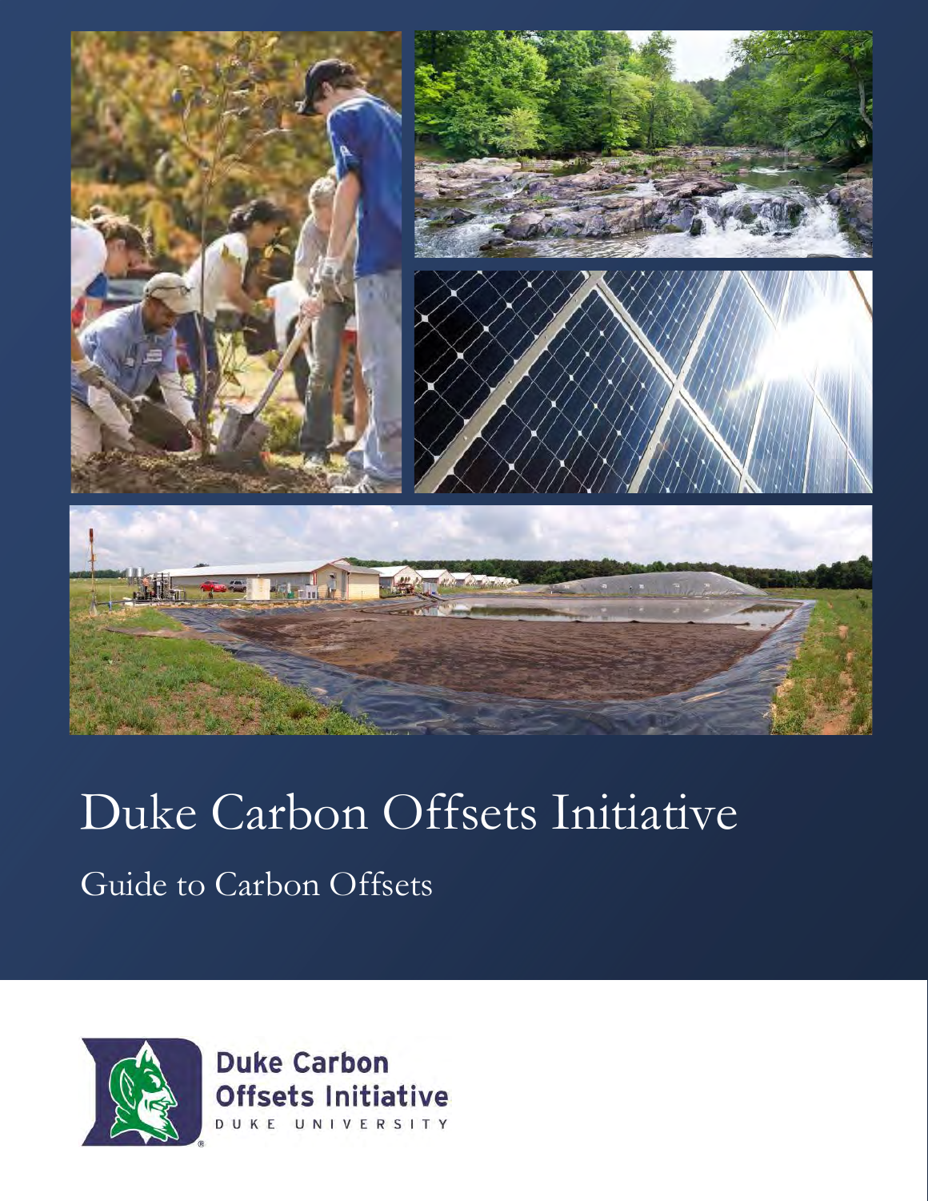# Duke Carbon Offsets Initiative

## Guide to Carbon Offsets

Duke Carbon Offsets Initiative
DUKE UNIVERSITY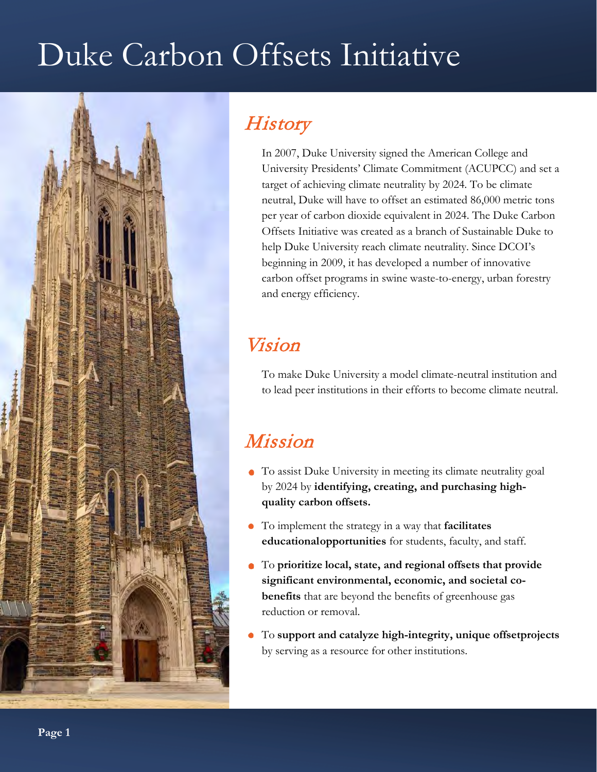# Duke Carbon Offsets Initiative

## History

In 2007, Duke University signed the American College and University Presidents' Climate Commitment (ACUPCC) and set a target of achieving climate neutrality by 2024. To be climate neutral, Duke will have to offset an estimated 86,000 metric tons per year of carbon dioxide equivalent in 2024. The Duke Carbon Offsets Initiative was created as a branch of Sustainable Duke to help Duke University reach climate neutrality. Since DCOI's beginning in 2009, it has developed a number of innovative carbon offset programs in swine waste-to-energy, urban forestry and energy efficiency.

## Vision

To make Duke University a model climate-neutral institution and to lead peer institutions in their efforts to become climate neutral.

## Mission

- To assist Duke University in meeting its climate neutrality goal by 2024 by **identifying, creating, and purchasing high-quality carbon offsets.**
- To implement the strategy in a way that **facilitates educationalopportunities** for students, faculty, and staff.
- To **prioritize local, state, and regional offsets that provide significant environmental, economic, and societal co-benefits** that are beyond the benefits of greenhouse gas reduction or removal.
- To **support and catalyze high-integrity, unique offsetprojects** by serving as a resource for other institutions.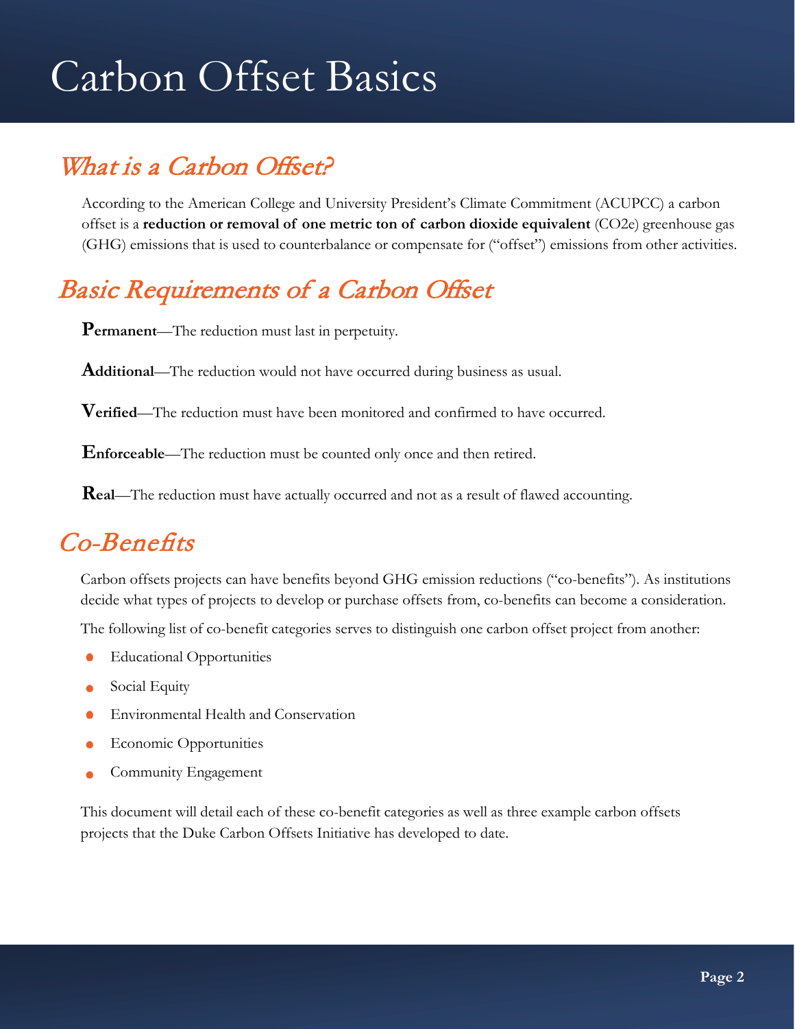# Carbon Offset Basics

## What is a Carbon Offset?

According to the American College and University President's Climate Commitment (ACUPCC) a carbon offset is a **reduction or removal of one metric ton of carbon dioxide equivalent** ($CO_2e$) greenhouse gas (GHG) emissions that is used to counterbalance or compensate for ("offset") emissions from other activities.

## Basic Requirements of a Carbon Offset

**Permanent**—The reduction must last in perpetuity.

**Additional**—The reduction would not have occurred during business as usual.

**Verified**—The reduction must have been monitored and confirmed to have occurred.

**Enforceable**—The reduction must be counted only once and then retired.

**Real**—The reduction must have actually occurred and not as a result of flawed accounting.

## Co-Benefits

Carbon offsets projects can have benefits beyond GHG emission reductions ("co-benefits"). As institutions decide what types of projects to develop or purchase offsets from, co-benefits can become a consideration.

The following list of co-benefit categories serves to distinguish one carbon offset project from another:

- Educational Opportunities
- Social Equity
- Environmental Health and Conservation
- Economic Opportunities
- Community Engagement

This document will detail each of these co-benefit categories as well as three example carbon offsets projects that the Duke Carbon Offsets Initiative has developed to date.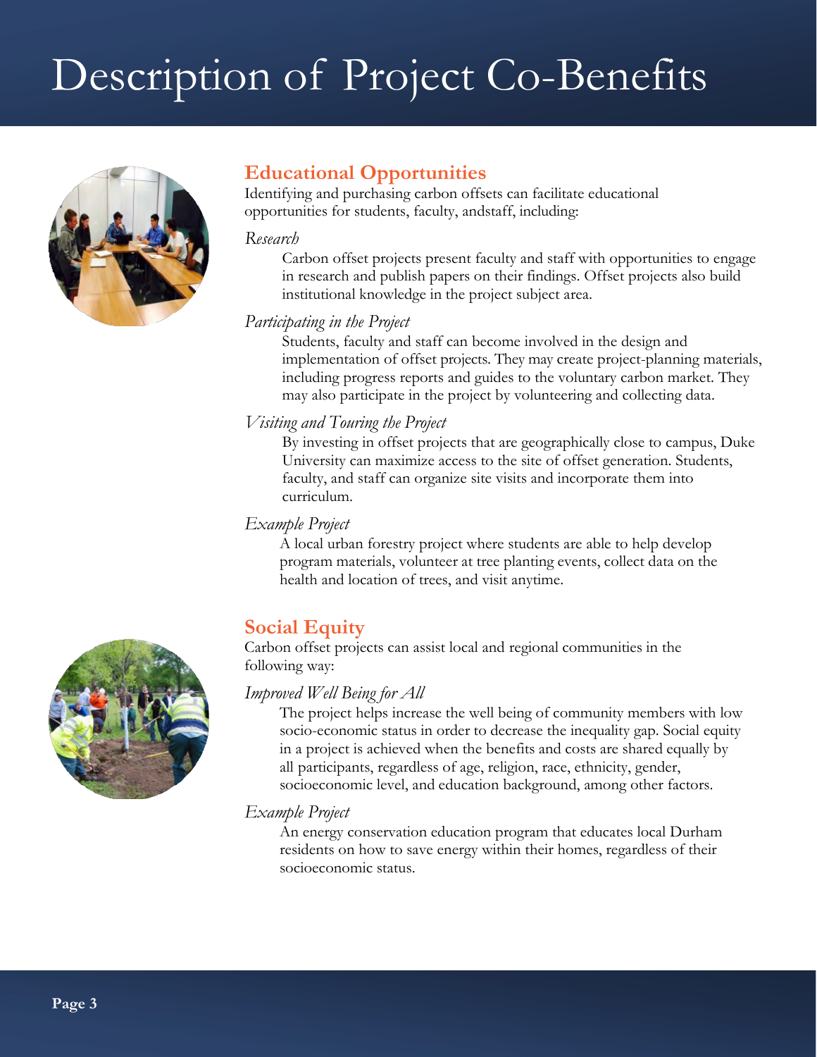# Description of Project Co-Benefits

## Educational Opportunities

Identifying and purchasing carbon offsets can facilitate educational opportunities for students, faculty, andstaff, including:

*Research*

Carbon offset projects present faculty and staff with opportunities to engage in research and publish papers on their findings. Offset projects also build institutional knowledge in the project subject area.

*Participating in the Project*

Students, faculty and staff can become involved in the design and implementation of offset projects. They may create project-planning materials, including progress reports and guides to the voluntary carbon market. They may also participate in the project by volunteering and collecting data.

*Visiting and Touring the Project*

By investing in offset projects that are geographically close to campus, Duke University can maximize access to the site of offset generation. Students, faculty, and staff can organize site visits and incorporate them into curriculum.

*Example Project*

A local urban forestry project where students are able to help develop program materials, volunteer at tree planting events, collect data on the health and location of trees, and visit anytime.

## Social Equity

Carbon offset projects can assist local and regional communities in the following way:

*Improved Well Being for All*

The project helps increase the well being of community members with low socio-economic status in order to decrease the inequality gap. Social equity in a project is achieved when the benefits and costs are shared equally by all participants, regardless of age, religion, race, ethnicity, gender, socioeconomic level, and education background, among other factors.

*Example Project*

An energy conservation education program that educates local Durham residents on how to save energy within their homes, regardless of their socioeconomic status.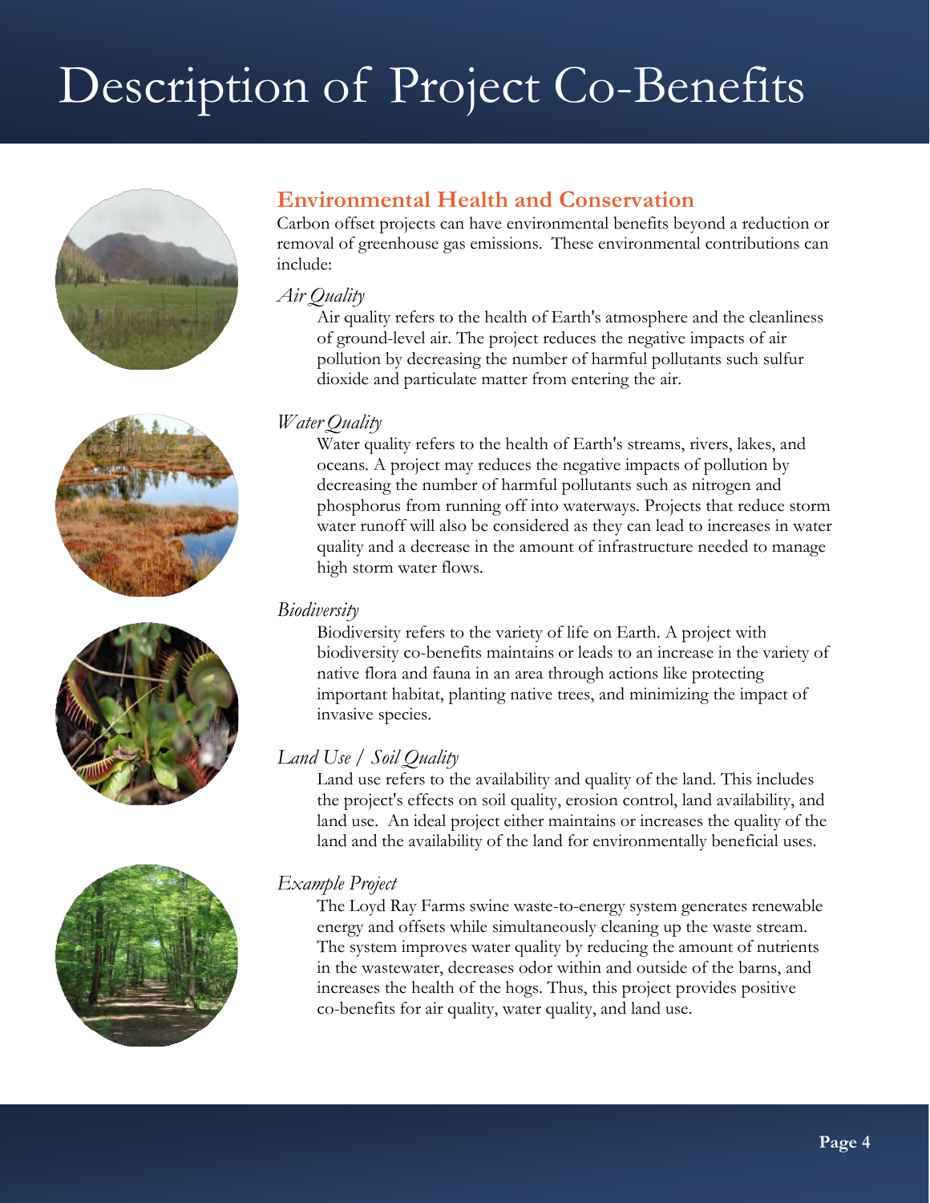# Description of Project Co-Benefits

## Environmental Health and Conservation

Carbon offset projects can have environmental benefits beyond a reduction or removal of greenhouse gas emissions. These environmental contributions can include:

*Air Quality*

Air quality refers to the health of Earth's atmosphere and the cleanliness of ground-level air. The project reduces the negative impacts of air pollution by decreasing the number of harmful pollutants such sulfur dioxide and particulate matter from entering the air.

*Water Quality*

Water quality refers to the health of Earth's streams, rivers, lakes, and oceans. A project may reduces the negative impacts of pollution by decreasing the number of harmful pollutants such as nitrogen and phosphorus from running off into waterways. Projects that reduce storm water runoff will also be considered as they can lead to increases in water quality and a decrease in the amount of infrastructure needed to manage high storm water flows.

*Biodiversity*

Biodiversity refers to the variety of life on Earth. A project with biodiversity co-benefits maintains or leads to an increase in the variety of native flora and fauna in an area through actions like protecting important habitat, planting native trees, and minimizing the impact of invasive species.

*Land Use / Soil Quality*

Land use refers to the availability and quality of the land. This includes the project's effects on soil quality, erosion control, land availability, and land use. An ideal project either maintains or increases the quality of the land and the availability of the land for environmentally beneficial uses.

*Example Project*

The Loyd Ray Farms swine waste-to-energy system generates renewable energy and offsets while simultaneously cleaning up the waste stream. The system improves water quality by reducing the amount of nutrients in the wastewater, decreases odor within and outside of the barns, and increases the health of the hogs. Thus, this project provides positive co-benefits for air quality, water quality, and land use.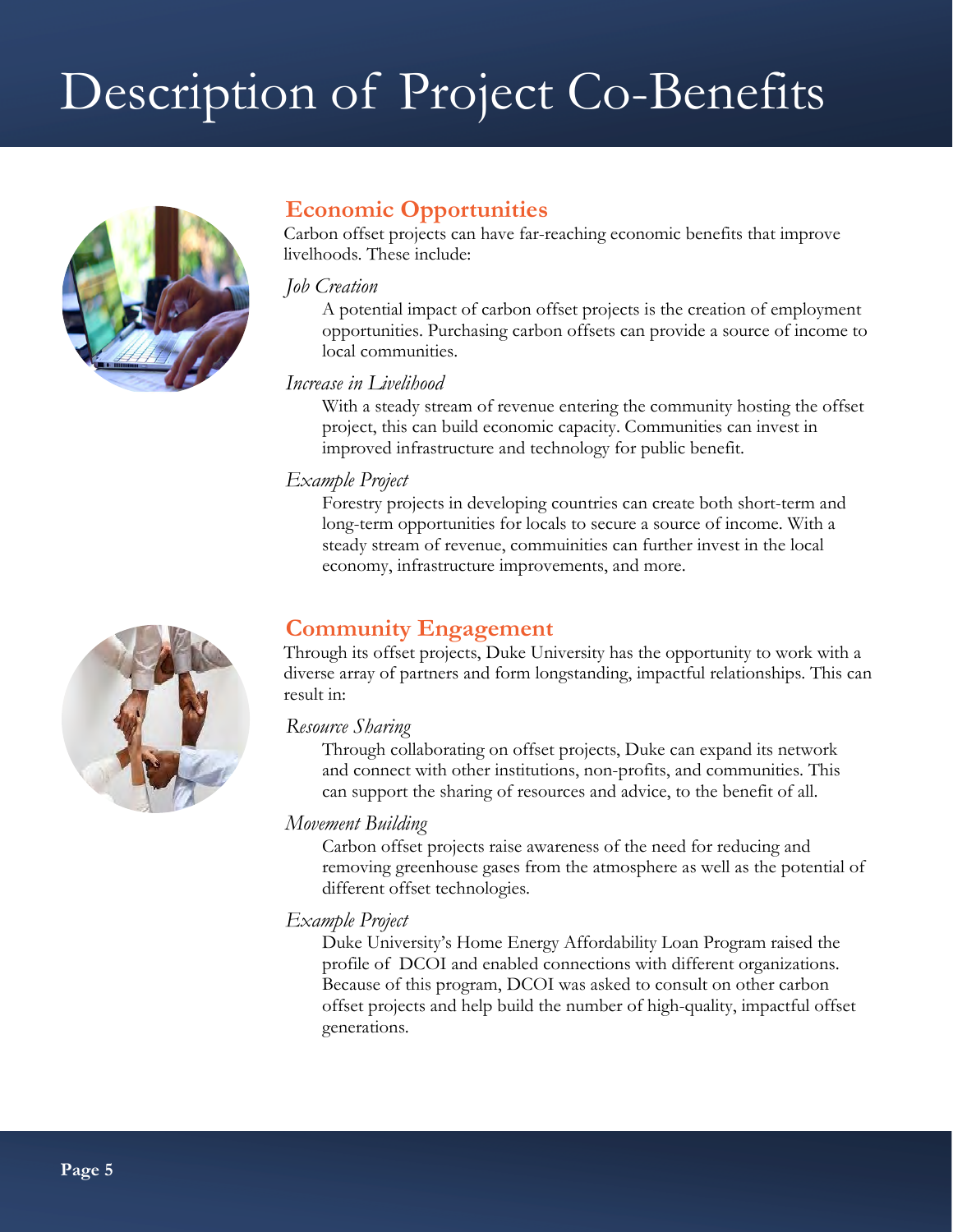# Description of Project Co-Benefits

## Economic Opportunities

Carbon offset projects can have far-reaching economic benefits that improve livelihoods. These include:

*Job Creation*

A potential impact of carbon offset projects is the creation of employment opportunities. Purchasing carbon offsets can provide a source of income to local communities.

*Increase in Livelihood*

With a steady stream of revenue entering the community hosting the offset project, this can build economic capacity. Communities can invest in improved infrastructure and technology for public benefit.

*Example Project*

Forestry projects in developing countries can create both short-term and long-term opportunities for locals to secure a source of income. With a steady stream of revenue, communinities can further invest in the local economy, infrastructure improvements, and more.

## Community Engagement

Through its offset projects, Duke University has the opportunity to work with a diverse array of partners and form longstanding, impactful relationships. This can result in:

*Resource Sharing*

Through collaborating on offset projects, Duke can expand its network and connect with other institutions, non-profits, and communities. This can support the sharing of resources and advice, to the benefit of all.

*Movement Building*

Carbon offset projects raise awareness of the need for reducing and removing greenhouse gases from the atmosphere as well as the potential of different offset technologies.

*Example Project*

Duke University's Home Energy Affordability Loan Program raised the profile of DCOI and enabled connections with different organizations. Because of this program, DCOI was asked to consult on other carbon offset projects and help build the number of high-quality, impactful offset generations.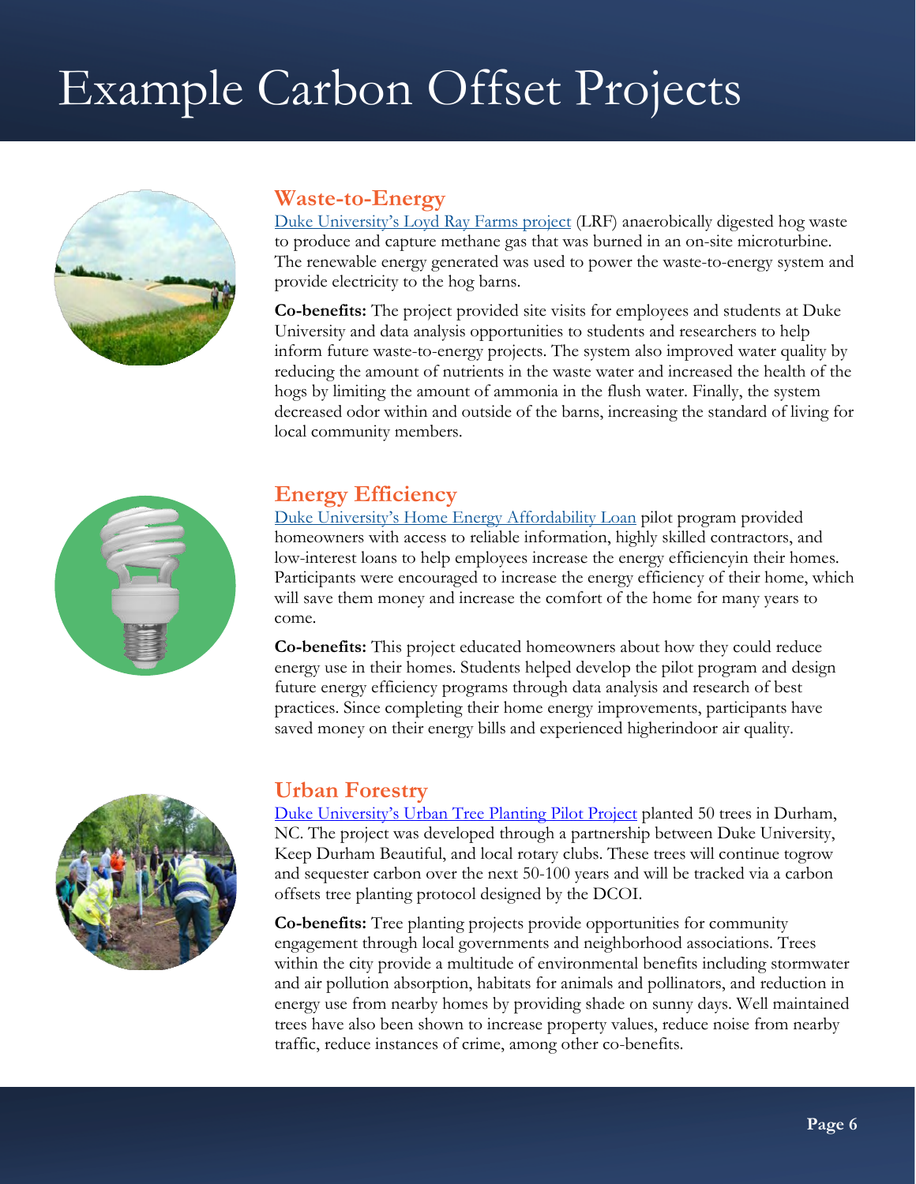# Example Carbon Offset Projects

## Waste-to-Energy

Duke University's Loyd Ray Farms project (LRF) anaerobically digested hog waste to produce and capture methane gas that was burned in an on-site microturbine. The renewable energy generated was used to power the waste-to-energy system and provide electricity to the hog barns.

**Co-benefits:** The project provided site visits for employees and students at Duke University and data analysis opportunities to students and researchers to help inform future waste-to-energy projects. The system also improved water quality by reducing the amount of nutrients in the waste water and increased the health of the hogs by limiting the amount of ammonia in the flush water. Finally, the system decreased odor within and outside of the barns, increasing the standard of living for local community members.

## Energy Efficiency

Duke University's Home Energy Affordability Loan pilot program provided homeowners with access to reliable information, highly skilled contractors, and low-interest loans to help employees increase the energy efficiencyin their homes. Participants were encouraged to increase the energy efficiency of their home, which will save them money and increase the comfort of the home for many years to come.

**Co-benefits:** This project educated homeowners about how they could reduce energy use in their homes. Students helped develop the pilot program and design future energy efficiency programs through data analysis and research of best practices. Since completing their home energy improvements, participants have saved money on their energy bills and experienced higherindoor air quality.

## Urban Forestry

Duke University's Urban Tree Planting Pilot Project planted 50 trees in Durham, NC. The project was developed through a partnership between Duke University, Keep Durham Beautiful, and local rotary clubs. These trees will continue togrow and sequester carbon over the next 50-100 years and will be tracked via a carbon offsets tree planting protocol designed by the DCOI.

**Co-benefits:** Tree planting projects provide opportunities for community engagement through local governments and neighborhood associations. Trees within the city provide a multitude of environmental benefits including stormwater and air pollution absorption, habitats for animals and pollinators, and reduction in energy use from nearby homes by providing shade on sunny days. Well maintained trees have also been shown to increase property values, reduce noise from nearby traffic, reduce instances of crime, among other co-benefits.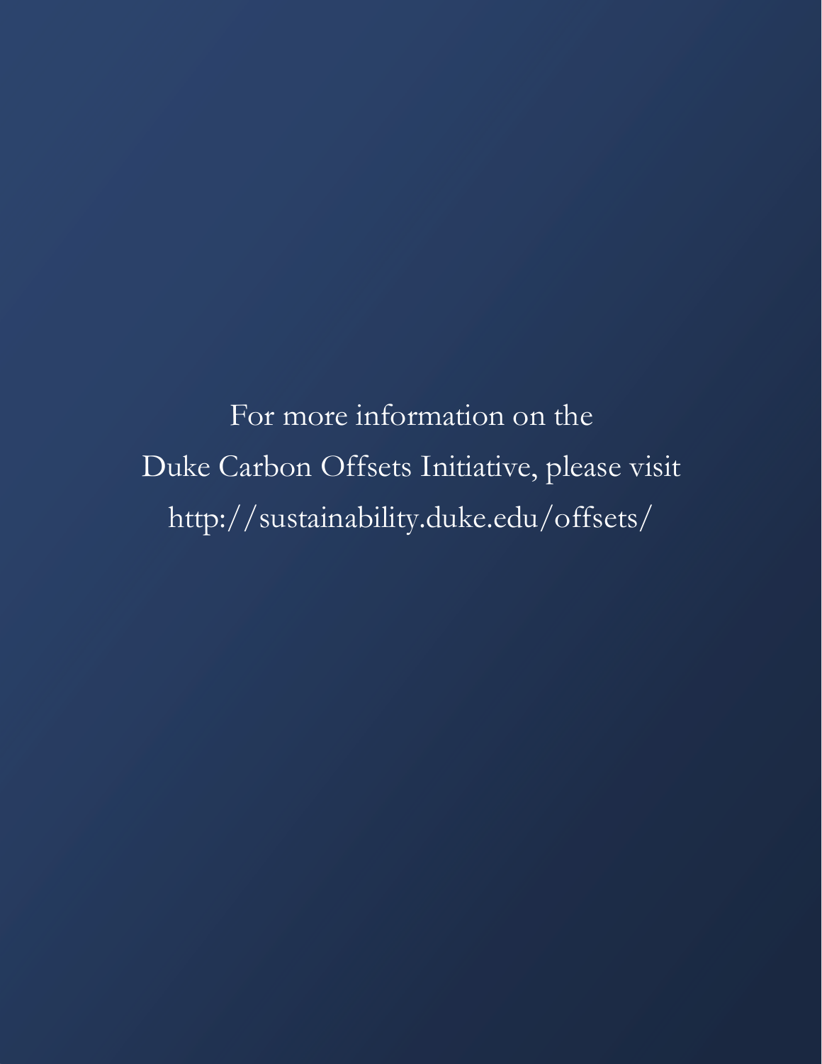For more information on the
Duke Carbon Offsets Initiative, please visit
http://sustainability.duke.edu/offsets/